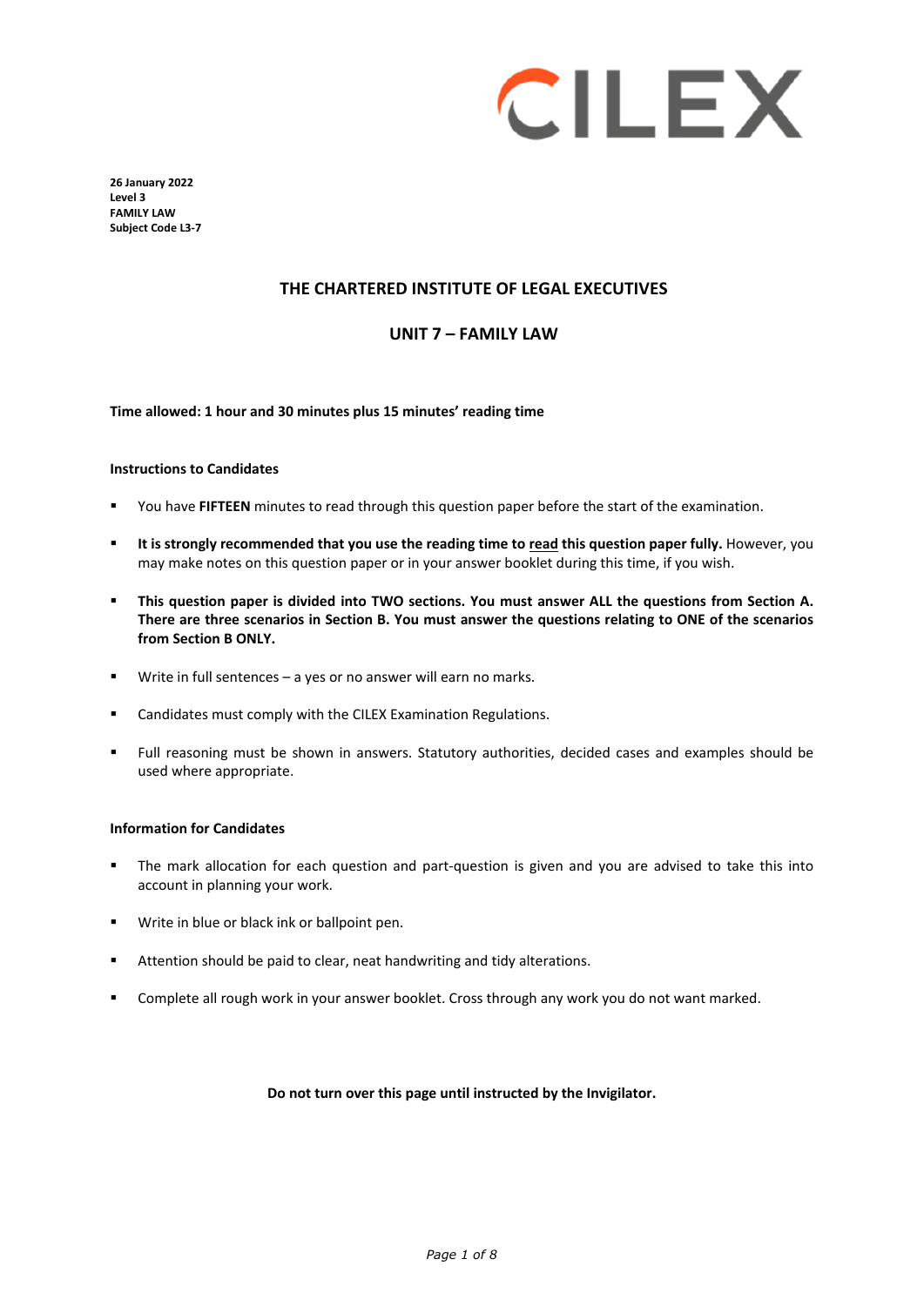CILEX

**26 January 2022**
**Level 3**
**FAMILY LAW**
**Subject Code L3-7**

## THE CHARTERED INSTITUTE OF LEGAL EXECUTIVES

## UNIT 7 – FAMILY LAW

**Time allowed: 1 hour and 30 minutes plus 15 minutes' reading time**

### Instructions to Candidates

- You have **FIFTEEN** minutes to read through this question paper before the start of the examination.
- **It is strongly recommended that you use the reading time to read this question paper fully.** However, you may make notes on this question paper or in your answer booklet during this time, if you wish.
- **This question paper is divided into TWO sections. You must answer ALL the questions from Section A. There are three scenarios in Section B. You must answer the questions relating to ONE of the scenarios from Section B ONLY.**
- Write in full sentences – a yes or no answer will earn no marks.
- Candidates must comply with the CILEX Examination Regulations.
- Full reasoning must be shown in answers. Statutory authorities, decided cases and examples should be used where appropriate.

### Information for Candidates

- The mark allocation for each question and part-question is given and you are advised to take this into account in planning your work.
- Write in blue or black ink or ballpoint pen.
- Attention should be paid to clear, neat handwriting and tidy alterations.
- Complete all rough work in your answer booklet. Cross through any work you do not want marked.

**Do not turn over this page until instructed by the Invigilator.**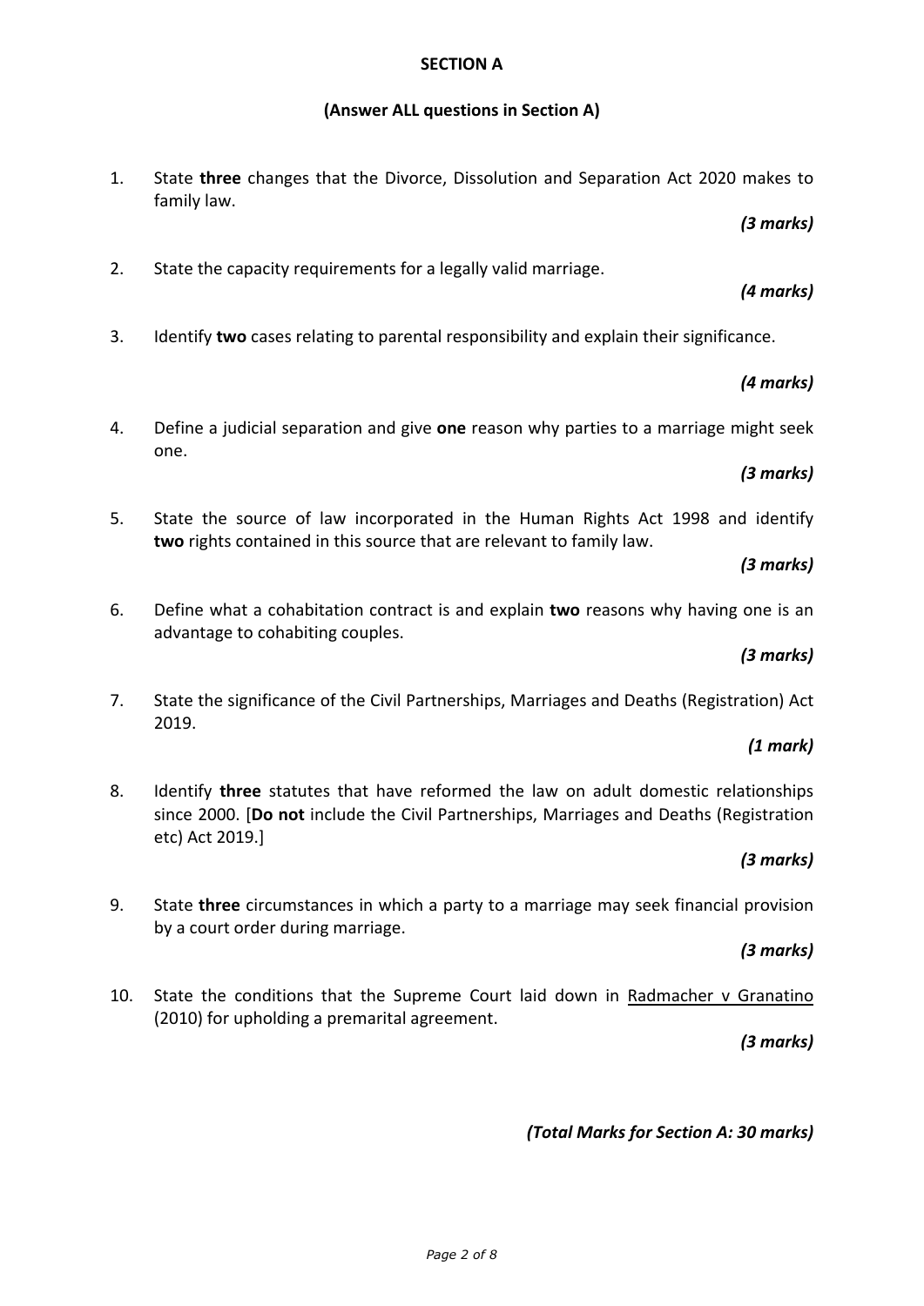## SECTION A

**(Answer ALL questions in Section A)**

1. State **three** changes that the Divorce, Dissolution and Separation Act 2020 makes to family law.

   ***(3 marks)***

2. State the capacity requirements for a legally valid marriage.

   ***(4 marks)***

3. Identify **two** cases relating to parental responsibility and explain their significance.

   ***(4 marks)***

4. Define a judicial separation and give **one** reason why parties to a marriage might seek one.

   ***(3 marks)***

5. State the source of law incorporated in the Human Rights Act 1998 and identify **two** rights contained in this source that are relevant to family law.

   ***(3 marks)***

6. Define what a cohabitation contract is and explain **two** reasons why having one is an advantage to cohabiting couples.

   ***(3 marks)***

7. State the significance of the Civil Partnerships, Marriages and Deaths (Registration) Act 2019.

   ***(1 mark)***

8. Identify **three** statutes that have reformed the law on adult domestic relationships since 2000. [**Do not** include the Civil Partnerships, Marriages and Deaths (Registration etc) Act 2019.]

   ***(3 marks)***

9. State **three** circumstances in which a party to a marriage may seek financial provision by a court order during marriage.

   ***(3 marks)***

10. State the conditions that the Supreme Court laid down in <u>Radmacher v Granatino</u> (2010) for upholding a premarital agreement.

    ***(3 marks)***

***(Total Marks for Section A: 30 marks)***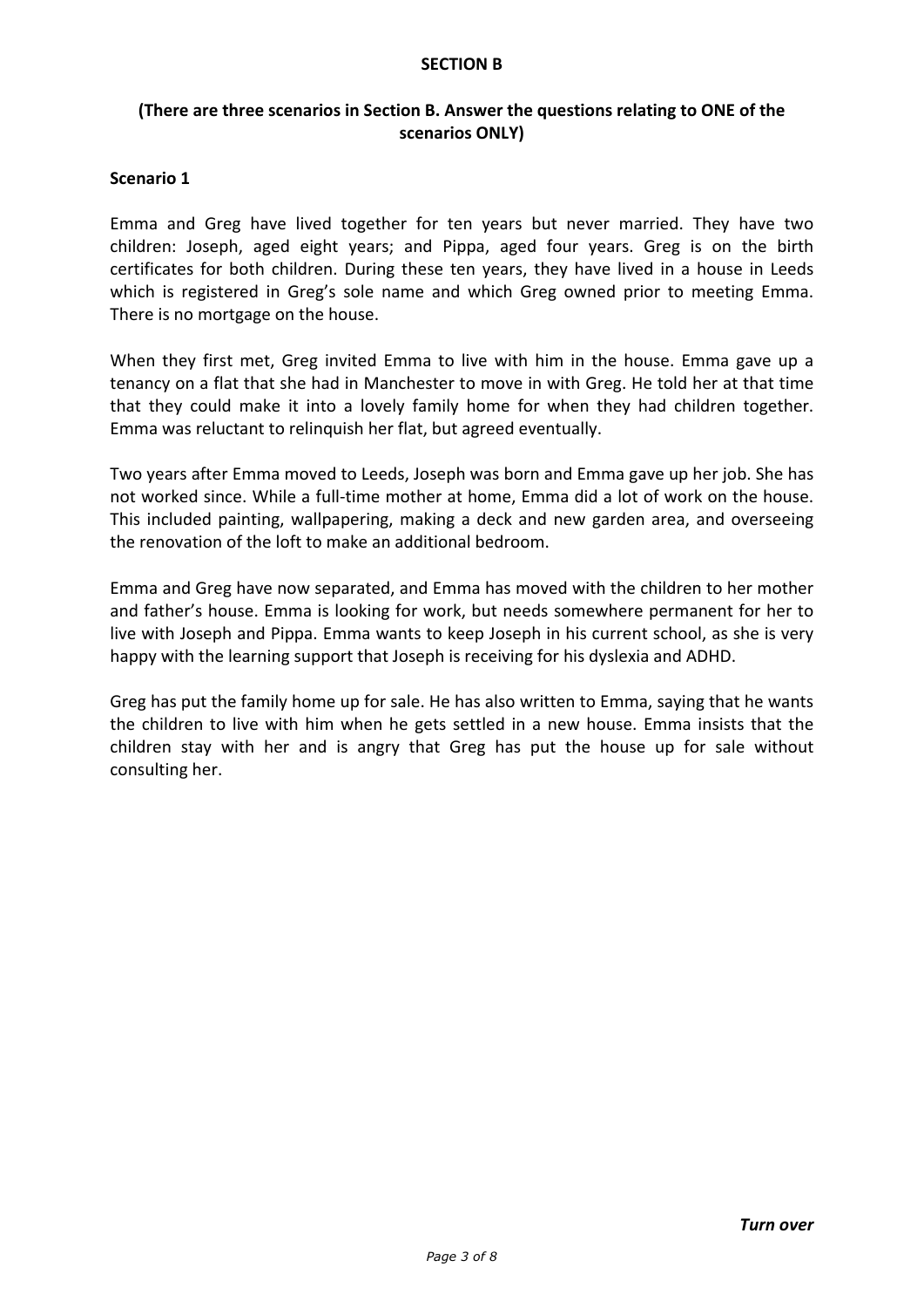**SECTION B**

**(There are three scenarios in Section B. Answer the questions relating to ONE of the scenarios ONLY)**

**Scenario 1**

Emma and Greg have lived together for ten years but never married. They have two children: Joseph, aged eight years; and Pippa, aged four years. Greg is on the birth certificates for both children. During these ten years, they have lived in a house in Leeds which is registered in Greg's sole name and which Greg owned prior to meeting Emma. There is no mortgage on the house.

When they first met, Greg invited Emma to live with him in the house. Emma gave up a tenancy on a flat that she had in Manchester to move in with Greg. He told her at that time that they could make it into a lovely family home for when they had children together. Emma was reluctant to relinquish her flat, but agreed eventually.

Two years after Emma moved to Leeds, Joseph was born and Emma gave up her job. She has not worked since. While a full-time mother at home, Emma did a lot of work on the house. This included painting, wallpapering, making a deck and new garden area, and overseeing the renovation of the loft to make an additional bedroom.

Emma and Greg have now separated, and Emma has moved with the children to her mother and father's house. Emma is looking for work, but needs somewhere permanent for her to live with Joseph and Pippa. Emma wants to keep Joseph in his current school, as she is very happy with the learning support that Joseph is receiving for his dyslexia and ADHD.

Greg has put the family home up for sale. He has also written to Emma, saying that he wants the children to live with him when he gets settled in a new house. Emma insists that the children stay with her and is angry that Greg has put the house up for sale without consulting her.

***Turn over***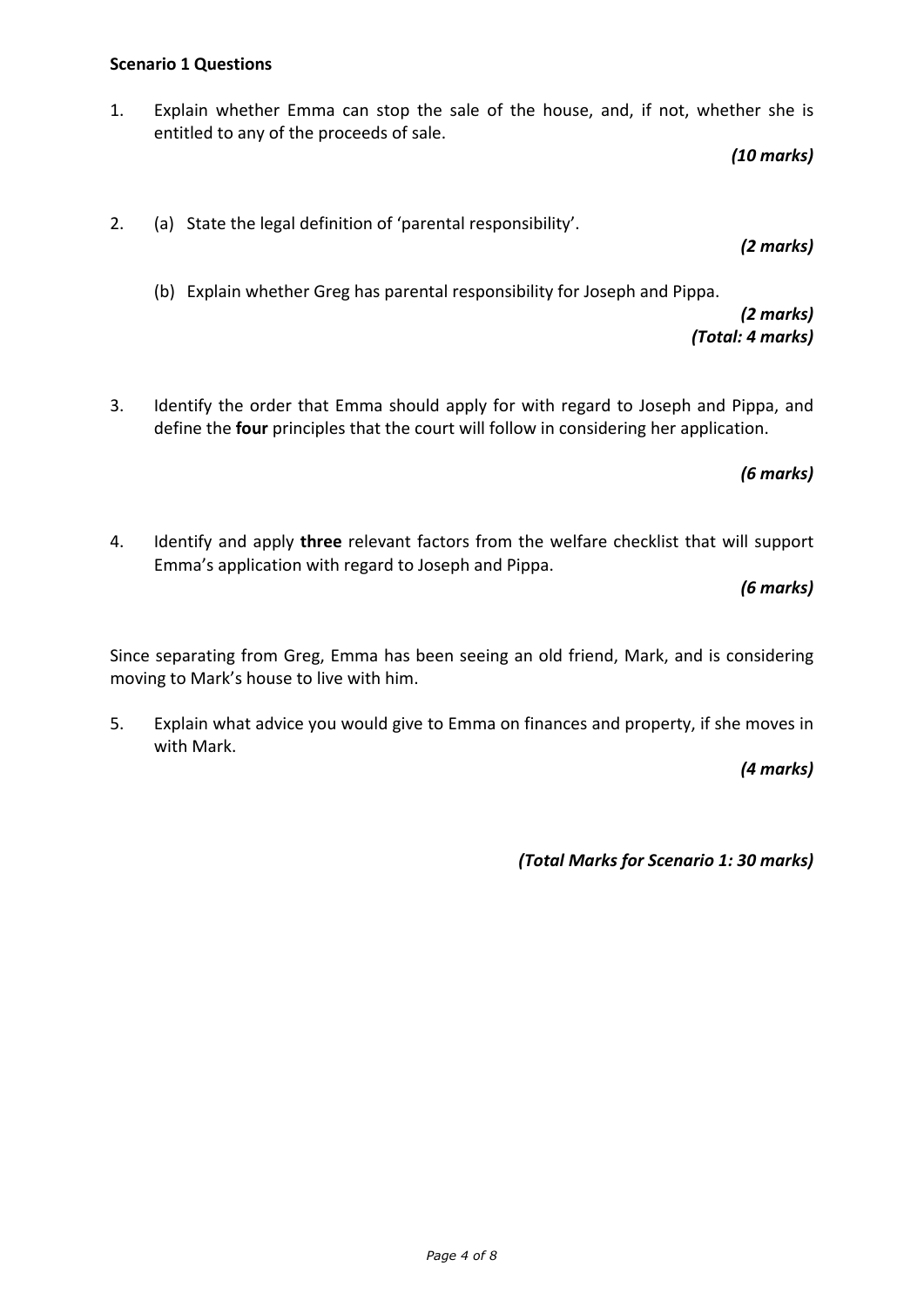**Scenario 1 Questions**

1. Explain whether Emma can stop the sale of the house, and, if not, whether she is entitled to any of the proceeds of sale.

   ***(10 marks)***

2. (a) State the legal definition of 'parental responsibility'.

   ***(2 marks)***

   (b) Explain whether Greg has parental responsibility for Joseph and Pippa.

   ***(2 marks)***
   ***(Total: 4 marks)***

3. Identify the order that Emma should apply for with regard to Joseph and Pippa, and define the **four** principles that the court will follow in considering her application.

   ***(6 marks)***

4. Identify and apply **three** relevant factors from the welfare checklist that will support Emma's application with regard to Joseph and Pippa.

   ***(6 marks)***

Since separating from Greg, Emma has been seeing an old friend, Mark, and is considering moving to Mark's house to live with him.

5. Explain what advice you would give to Emma on finances and property, if she moves in with Mark.

   ***(4 marks)***

***(Total Marks for Scenario 1: 30 marks)***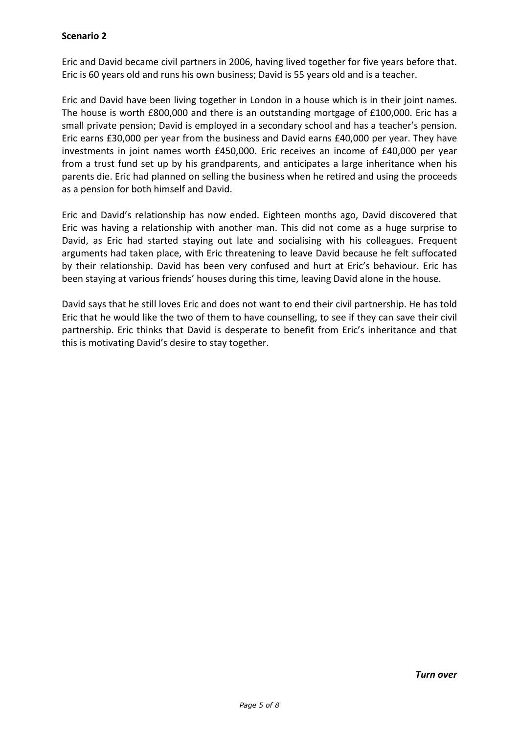**Scenario 2**

Eric and David became civil partners in 2006, having lived together for five years before that. Eric is 60 years old and runs his own business; David is 55 years old and is a teacher.

Eric and David have been living together in London in a house which is in their joint names. The house is worth £800,000 and there is an outstanding mortgage of £100,000. Eric has a small private pension; David is employed in a secondary school and has a teacher's pension. Eric earns £30,000 per year from the business and David earns £40,000 per year. They have investments in joint names worth £450,000. Eric receives an income of £40,000 per year from a trust fund set up by his grandparents, and anticipates a large inheritance when his parents die. Eric had planned on selling the business when he retired and using the proceeds as a pension for both himself and David.

Eric and David's relationship has now ended. Eighteen months ago, David discovered that Eric was having a relationship with another man. This did not come as a huge surprise to David, as Eric had started staying out late and socialising with his colleagues. Frequent arguments had taken place, with Eric threatening to leave David because he felt suffocated by their relationship. David has been very confused and hurt at Eric's behaviour. Eric has been staying at various friends' houses during this time, leaving David alone in the house.

David says that he still loves Eric and does not want to end their civil partnership. He has told Eric that he would like the two of them to have counselling, to see if they can save their civil partnership. Eric thinks that David is desperate to benefit from Eric's inheritance and that this is motivating David's desire to stay together.

***Turn over***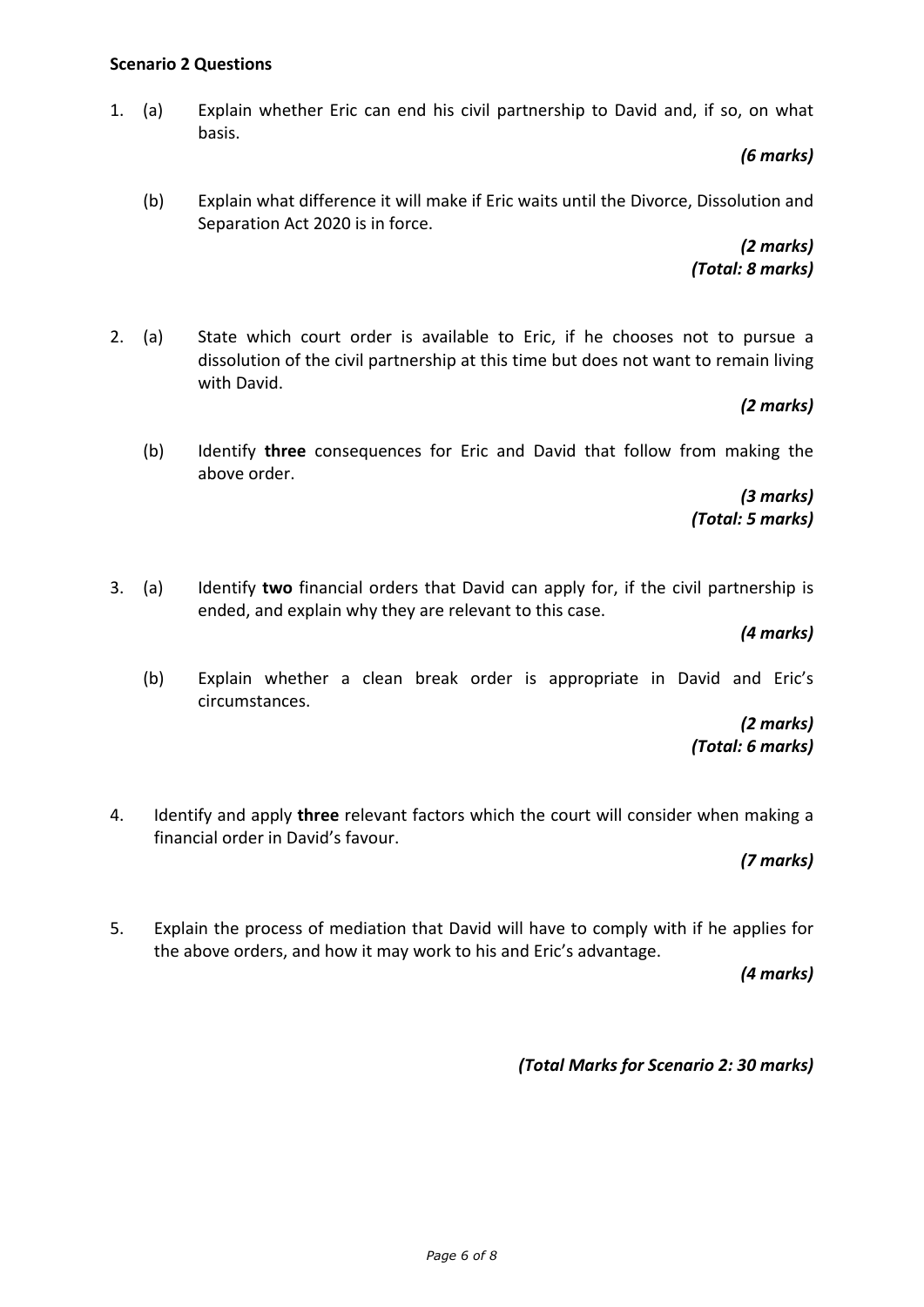**Scenario 2 Questions**

1. (a) Explain whether Eric can end his civil partnership to David and, if so, on what basis.

   ***(6 marks)***

   (b) Explain what difference it will make if Eric waits until the Divorce, Dissolution and Separation Act 2020 is in force.

   ***(2 marks)***
   ***(Total: 8 marks)***

2. (a) State which court order is available to Eric, if he chooses not to pursue a dissolution of the civil partnership at this time but does not want to remain living with David.

   ***(2 marks)***

   (b) Identify **three** consequences for Eric and David that follow from making the above order.

   ***(3 marks)***
   ***(Total: 5 marks)***

3. (a) Identify **two** financial orders that David can apply for, if the civil partnership is ended, and explain why they are relevant to this case.

   ***(4 marks)***

   (b) Explain whether a clean break order is appropriate in David and Eric's circumstances.

   ***(2 marks)***
   ***(Total: 6 marks)***

4. Identify and apply **three** relevant factors which the court will consider when making a financial order in David's favour.

   ***(7 marks)***

5. Explain the process of mediation that David will have to comply with if he applies for the above orders, and how it may work to his and Eric's advantage.

   ***(4 marks)***

***(Total Marks for Scenario 2: 30 marks)***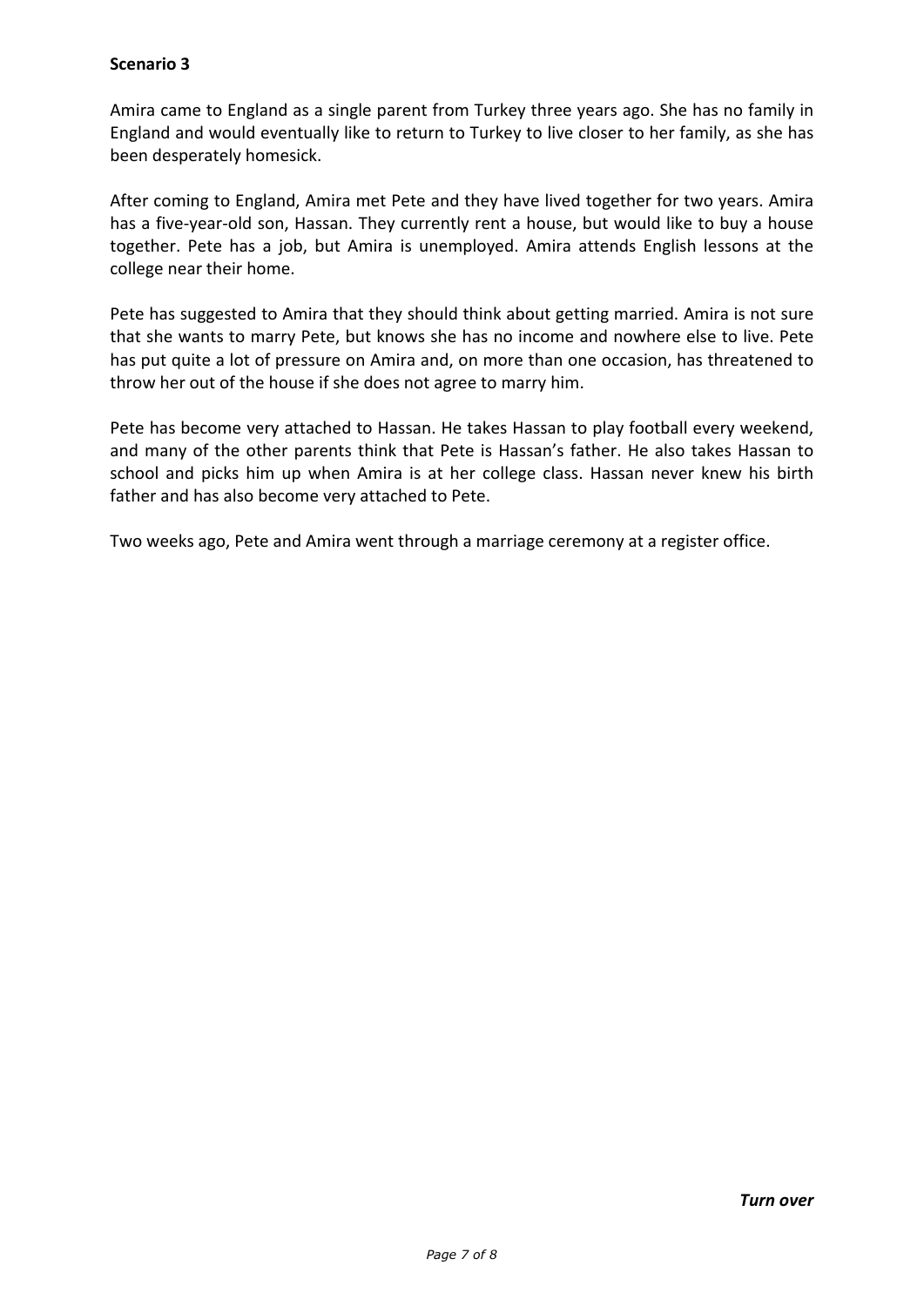**Scenario 3**

Amira came to England as a single parent from Turkey three years ago. She has no family in England and would eventually like to return to Turkey to live closer to her family, as she has been desperately homesick.

After coming to England, Amira met Pete and they have lived together for two years. Amira has a five-year-old son, Hassan. They currently rent a house, but would like to buy a house together. Pete has a job, but Amira is unemployed. Amira attends English lessons at the college near their home.

Pete has suggested to Amira that they should think about getting married. Amira is not sure that she wants to marry Pete, but knows she has no income and nowhere else to live. Pete has put quite a lot of pressure on Amira and, on more than one occasion, has threatened to throw her out of the house if she does not agree to marry him.

Pete has become very attached to Hassan. He takes Hassan to play football every weekend, and many of the other parents think that Pete is Hassan's father. He also takes Hassan to school and picks him up when Amira is at her college class. Hassan never knew his birth father and has also become very attached to Pete.

Two weeks ago, Pete and Amira went through a marriage ceremony at a register office.

***Turn over***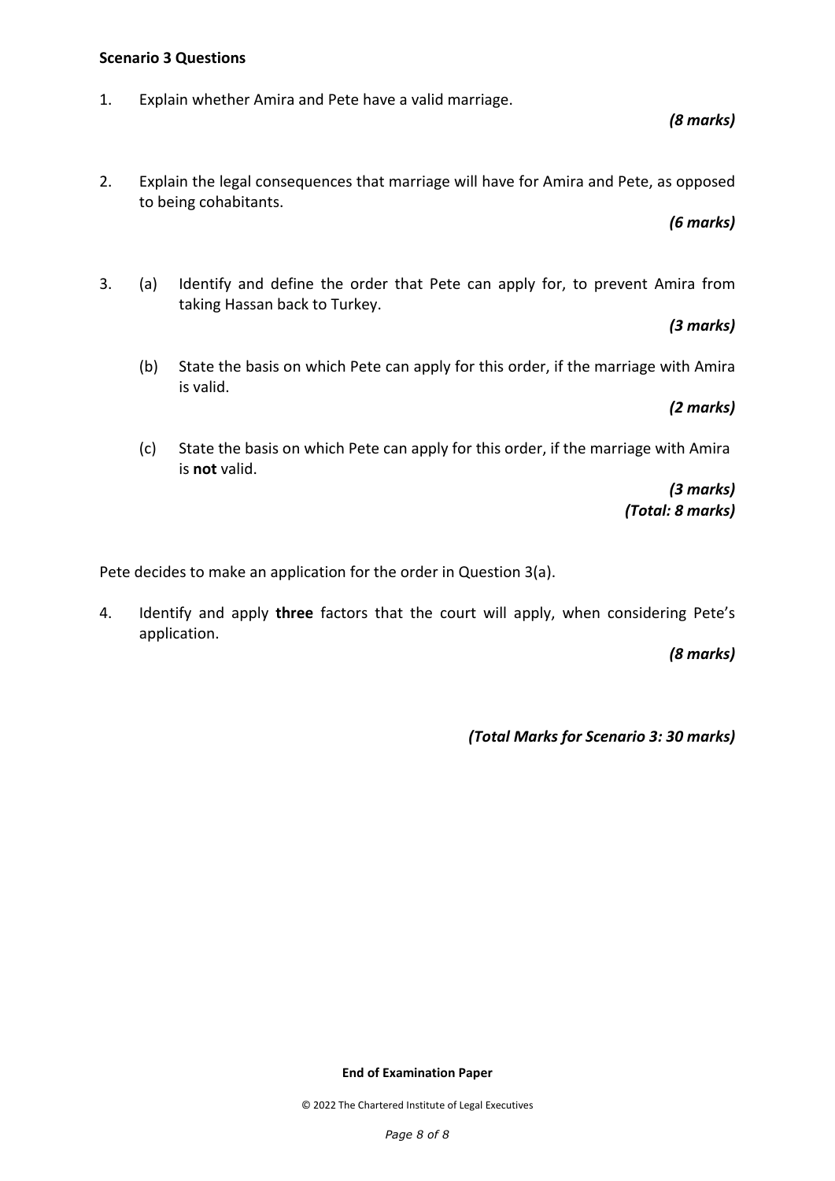**Scenario 3 Questions**

1. Explain whether Amira and Pete have a valid marriage.

*(8 marks)*

2. Explain the legal consequences that marriage will have for Amira and Pete, as opposed to being cohabitants.

*(6 marks)*

3. (a) Identify and define the order that Pete can apply for, to prevent Amira from taking Hassan back to Turkey.

*(3 marks)*

(b) State the basis on which Pete can apply for this order, if the marriage with Amira is valid.

*(2 marks)*

(c) State the basis on which Pete can apply for this order, if the marriage with Amira is **not** valid.

*(3 marks)*
*(Total: 8 marks)*

Pete decides to make an application for the order in Question 3(a).

4. Identify and apply **three** factors that the court will apply, when considering Pete's application.

*(8 marks)*

*(Total Marks for Scenario 3: 30 marks)*

**End of Examination Paper**

© 2022 The Chartered Institute of Legal Executives